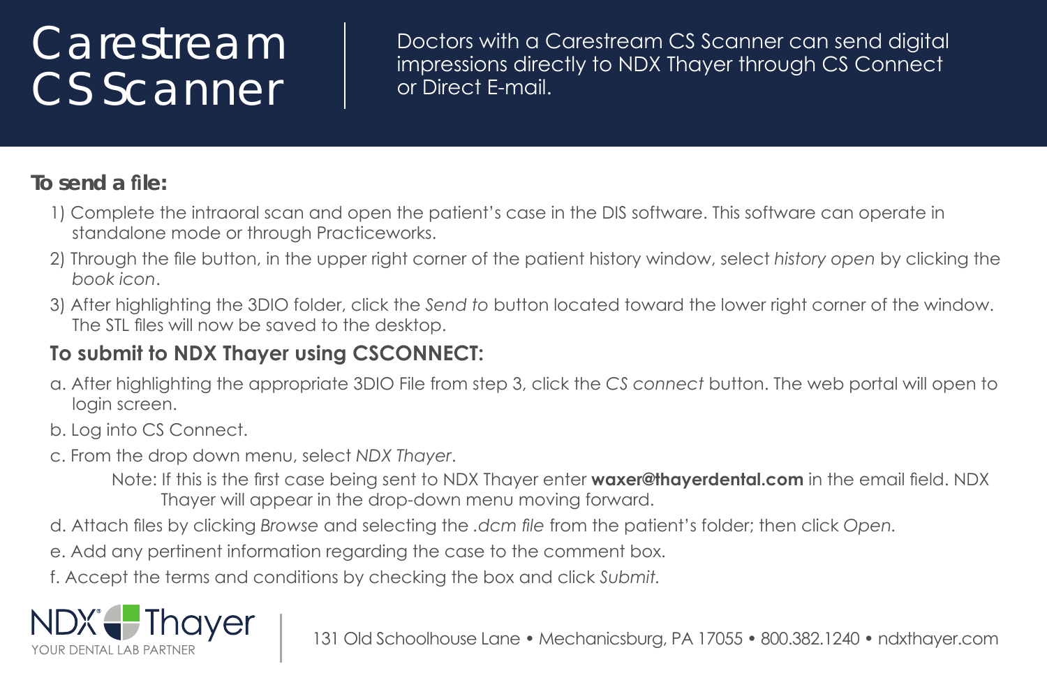# Carestream CS Scanner

Doctors with a Carestream CS Scanner can send digital impressions directly to NDX Thayer through CS Connect or Direct E-mail.

**To send a file:**

1) Complete the intraoral scan and open the patient's case in the DIS software. This software can operate in standalone mode or through Practiceworks.
2) Through the file button, in the upper right corner of the patient history window, select *history open* by clicking the *book icon*.
3) After highlighting the 3DIO folder, click the *Send to* button located toward the lower right corner of the window. The STL files will now be saved to the desktop.

**To submit to NDX Thayer using CSCONNECT:**

a. After highlighting the appropriate 3DIO File from step 3, click the *CS connect* button. The web portal will open to login screen.

b. Log into CS Connect.

c. From the drop down menu, select *NDX Thayer*.

Note: If this is the first case being sent to NDX Thayer enter **waxer@thayerdental.com** in the email field. NDX Thayer will appear in the drop-down menu moving forward.

d. Attach files by clicking *Browse* and selecting the *.dcm file* from the patient's folder; then click *Open*.

e. Add any pertinent information regarding the case to the comment box.

f. Accept the terms and conditions by checking the box and click *Submit*.

NDX Thayer
YOUR DENTAL LAB PARTNER

131 Old Schoolhouse Lane • Mechanicsburg, PA 17055 • 800.382.1240 • ndxthayer.com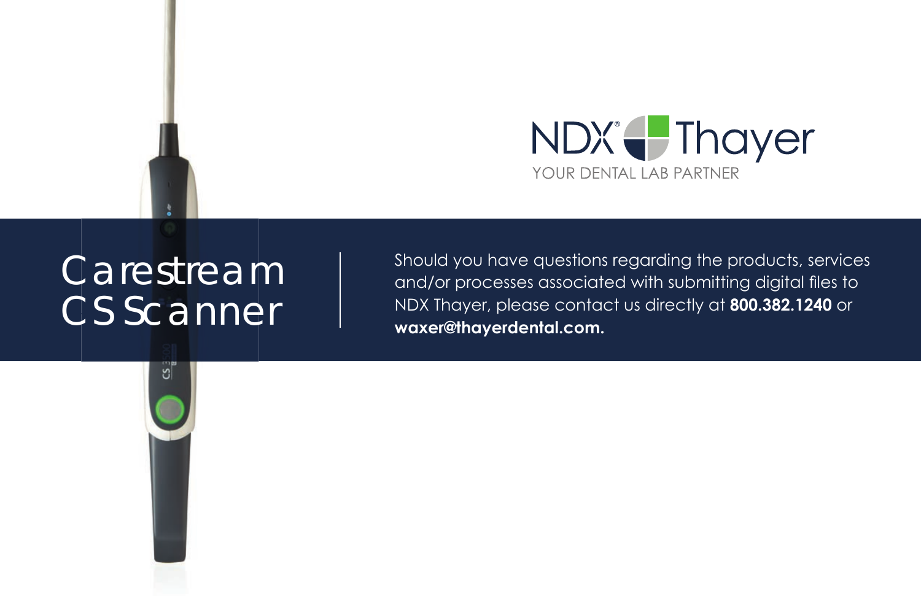NDX® Thayer
YOUR DENTAL LAB PARTNER

# Carestream CS Scanner

Should you have questions regarding the products, services and/or processes associated with submitting digital files to NDX Thayer, please contact us directly at **800.382.1240** or **waxer@thayerdental.com.**